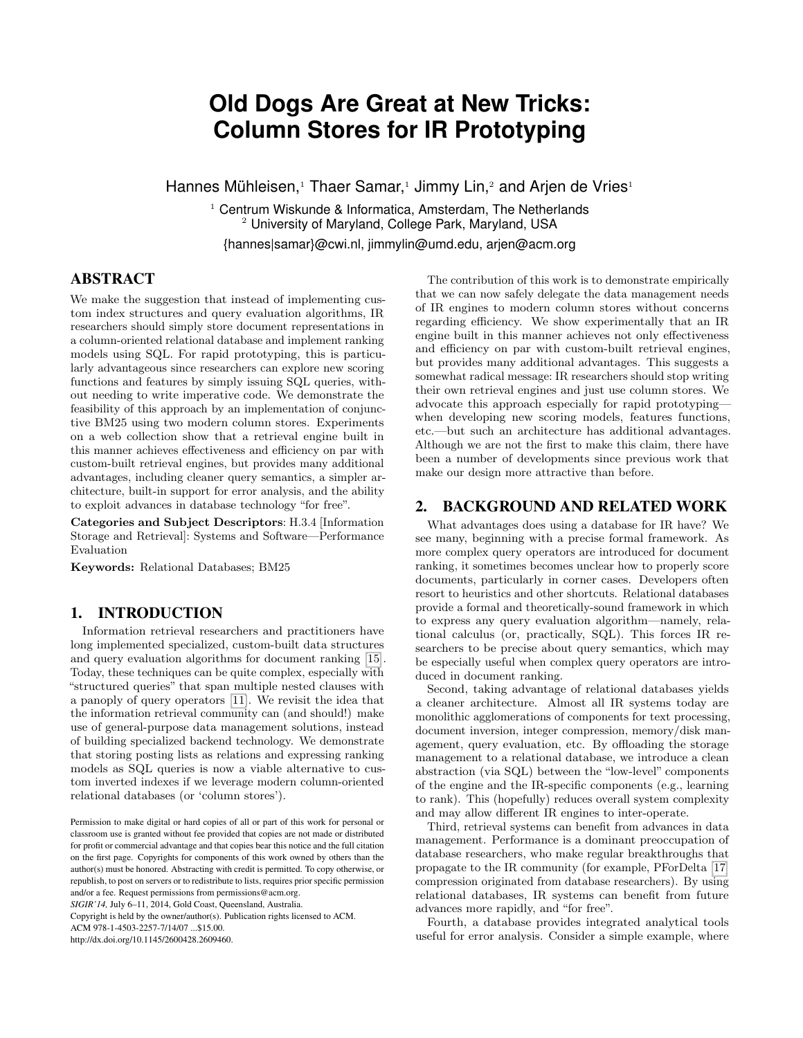# Old Dogs Are Great at New Tricks: Column Stores for IR Prototyping

Hannes Mühleisen,[1] Thaer Samar,[1] Jimmy Lin,[2] and Arjen de Vries[1]

[1] Centrum Wiskunde & Informatica, Amsterdam, The Netherlands
[2] University of Maryland, College Park, Maryland, USA

{hannes|samar}@cwi.nl, jimmylin@umd.edu, arjen@acm.org

## ABSTRACT

We make the suggestion that instead of implementing custom index structures and query evaluation algorithms, IR researchers should simply store document representations in a column-oriented relational database and implement ranking models using SQL. For rapid prototyping, this is particularly advantageous since researchers can explore new scoring functions and features by simply issuing SQL queries, without needing to write imperative code. We demonstrate the feasibility of this approach by an implementation of conjunctive BM25 using two modern column stores. Experiments on a web collection show that a retrieval engine built in this manner achieves effectiveness and efficiency on par with custom-built retrieval engines, but provides many additional advantages, including cleaner query semantics, a simpler architecture, built-in support for error analysis, and the ability to exploit advances in database technology "for free".

**Categories and Subject Descriptors**: H.3.4 [Information Storage and Retrieval]: Systems and Software—Performance Evaluation

**Keywords:** Relational Databases; BM25

## 1. INTRODUCTION

Information retrieval researchers and practitioners have long implemented specialized, custom-built data structures and query evaluation algorithms for document ranking [15]. Today, these techniques can be quite complex, especially with "structured queries" that span multiple nested clauses with a panoply of query operators [11]. We revisit the idea that the information retrieval community can (and should!) make use of general-purpose data management solutions, instead of building specialized backend technology. We demonstrate that storing posting lists as relations and expressing ranking models as SQL queries is now a viable alternative to custom inverted indexes if we leverage modern column-oriented relational databases (or 'column stores').

Permission to make digital or hard copies of all or part of this work for personal or classroom use is granted without fee provided that copies are not made or distributed for profit or commercial advantage and that copies bear this notice and the full citation on the first page. Copyrights for components of this work owned by others than the author(s) must be honored. Abstracting with credit is permitted. To copy otherwise, or republish, to post on servers or to redistribute to lists, requires prior specific permission and/or a fee. Request permissions from permissions@acm.org.
*SIGIR'14,* July 6–11, 2014, Gold Coast, Queensland, Australia.
Copyright is held by the owner/author(s). Publication rights licensed to ACM.
ACM 978-1-4503-2257-7/14/07 ...$15.00.
http://dx.doi.org/10.1145/2600428.2609460.

The contribution of this work is to demonstrate empirically that we can now safely delegate the data management needs of IR engines to modern column stores without concerns regarding efficiency. We show experimentally that an IR engine built in this manner achieves not only effectiveness and efficiency on par with custom-built retrieval engines, but provides many additional advantages. This suggests a somewhat radical message: IR researchers should stop writing their own retrieval engines and just use column stores. We advocate this approach especially for rapid prototyping—when developing new scoring models, features functions, etc.—but such an architecture has additional advantages. Although we are not the first to make this claim, there have been a number of developments since previous work that make our design more attractive than before.

## 2. BACKGROUND AND RELATED WORK

What advantages does using a database for IR have? We see many, beginning with a precise formal framework. As more complex query operators are introduced for document ranking, it sometimes becomes unclear how to properly score documents, particularly in corner cases. Developers often resort to heuristics and other shortcuts. Relational databases provide a formal and theoretically-sound framework in which to express any query evaluation algorithm—namely, relational calculus (or, practically, SQL). This forces IR researchers to be precise about query semantics, which may be especially useful when complex query operators are introduced in document ranking.

Second, taking advantage of relational databases yields a cleaner architecture. Almost all IR systems today are monolithic agglomerations of components for text processing, document inversion, integer compression, memory/disk management, query evaluation, etc. By offloading the storage management to a relational database, we introduce a clean abstraction (via SQL) between the "low-level" components of the engine and the IR-specific components (e.g., learning to rank). This (hopefully) reduces overall system complexity and may allow different IR engines to inter-operate.

Third, retrieval systems can benefit from advances in data management. Performance is a dominant preoccupation of database researchers, who make regular breakthroughs that propagate to the IR community (for example, PForDelta [17] compression originated from database researchers). By using relational databases, IR systems can benefit from future advances more rapidly, and "for free".

Fourth, a database provides integrated analytical tools useful for error analysis. Consider a simple example, where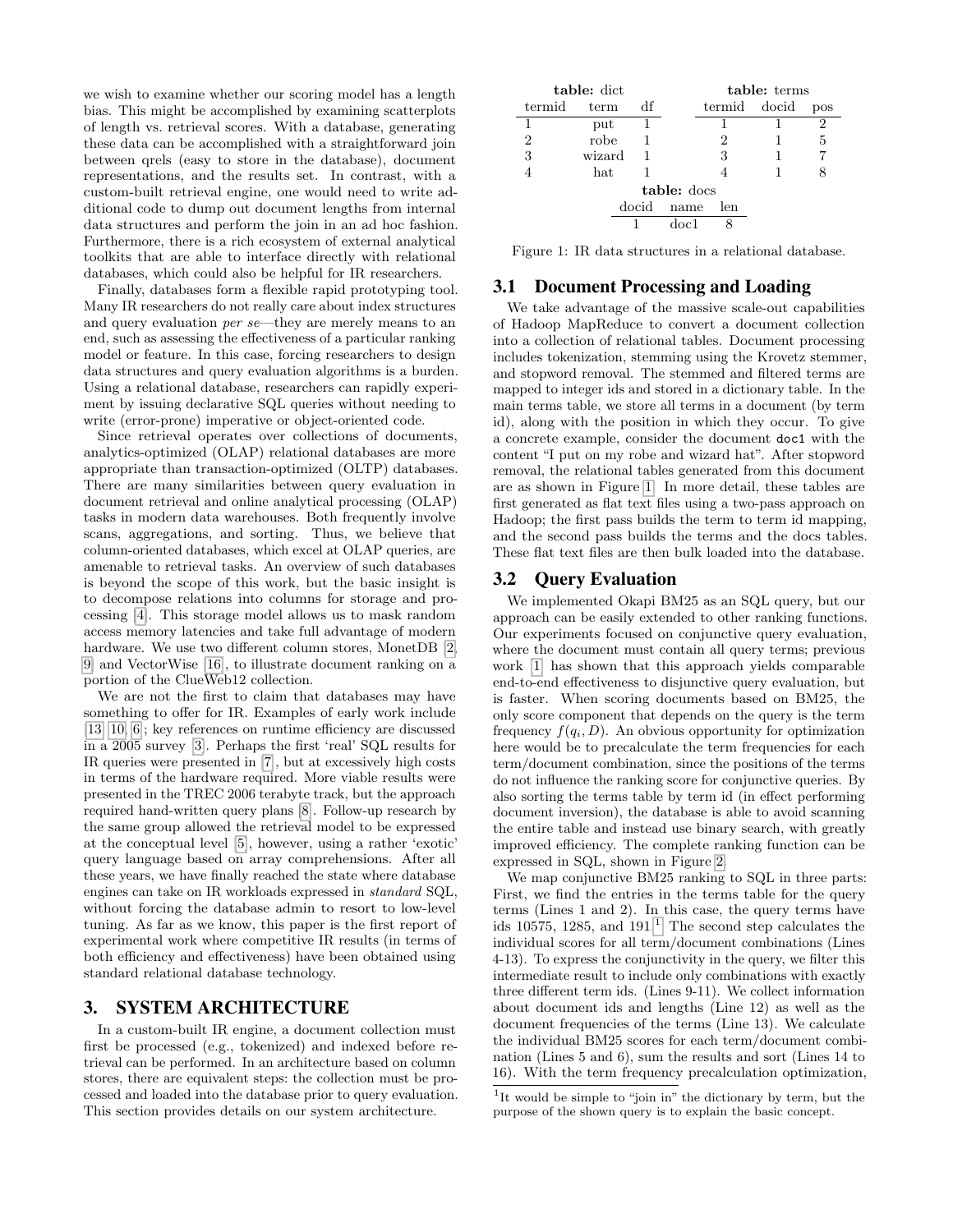we wish to examine whether our scoring model has a length bias. This might be accomplished by examining scatterplots of length vs. retrieval scores. With a database, generating these data can be accomplished with a straightforward join between qrels (easy to store in the database), document representations, and the results set. In contrast, with a custom-built retrieval engine, one would need to write additional code to dump out document lengths from internal data structures and perform the join in an ad hoc fashion. Furthermore, there is a rich ecosystem of external analytical toolkits that are able to interface directly with relational databases, which could also be helpful for IR researchers.

Finally, databases form a flexible rapid prototyping tool. Many IR researchers do not really care about index structures and query evaluation *per se*—they are merely means to an end, such as assessing the effectiveness of a particular ranking model or feature. In this case, forcing researchers to design data structures and query evaluation algorithms is a burden. Using a relational database, researchers can rapidly experiment by issuing declarative SQL queries without needing to write (error-prone) imperative or object-oriented code.

Since retrieval operates over collections of documents, analytics-optimized (OLAP) relational databases are more appropriate than transaction-optimized (OLTP) databases. There are many similarities between query evaluation in document retrieval and online analytical processing (OLAP) tasks in modern data warehouses. Both frequently involve scans, aggregations, and sorting. Thus, we believe that column-oriented databases, which excel at OLAP queries, are amenable to retrieval tasks. An overview of such databases is beyond the scope of this work, but the basic insight is to decompose relations into columns for storage and processing [4]. This storage model allows us to mask random access memory latencies and take full advantage of modern hardware. We use two different column stores, MonetDB [2, 9] and VectorWise [16], to illustrate document ranking on a portion of the ClueWeb12 collection.

We are not the first to claim that databases may have something to offer for IR. Examples of early work include [13, 10, 6]; key references on runtime efficiency are discussed in a 2005 survey [3]. Perhaps the first 'real' SQL results for IR queries were presented in [7], but at excessively high costs in terms of the hardware required. More viable results were presented in the TREC 2006 terabyte track, but the approach required hand-written query plans [8]. Follow-up research by the same group allowed the retrieval model to be expressed at the conceptual level [5], however, using a rather 'exotic' query language based on array comprehensions. After all these years, we have finally reached the state where database engines can take on IR workloads expressed in *standard* SQL, without forcing the database admin to resort to low-level tuning. As far as we know, this paper is the first report of experimental work where competitive IR results (in terms of both efficiency and effectiveness) have been obtained using standard relational database technology.

## 3. SYSTEM ARCHITECTURE

In a custom-built IR engine, a document collection must first be processed (e.g., tokenized) and indexed before retrieval can be performed. In an architecture based on column stores, there are equivalent steps: the collection must be processed and loaded into the database prior to query evaluation. This section provides details on our system architecture.

**table:** dict

| termid | term | df |
|---|---|---|
| 1 | put | 1 |
| 2 | robe | 1 |
| 3 | wizard | 1 |
| 4 | hat | 1 |

**table:** terms

| termid | docid | pos |
|---|---|---|
| 1 | 1 | 2 |
| 2 | 1 | 5 |
| 3 | 1 | 7 |
| 4 | 1 | 8 |

**table:** docs

| docid | name | len |
|---|---|---|
| 1 | doc1 | 8 |

Figure 1: IR data structures in a relational database.

### 3.1 Document Processing and Loading

We take advantage of the massive scale-out capabilities of Hadoop MapReduce to convert a document collection into a collection of relational tables. Document processing includes tokenization, stemming using the Krovetz stemmer, and stopword removal. The stemmed and filtered terms are mapped to integer ids and stored in a dictionary table. In the main terms table, we store all terms in a document (by term id), along with the position in which they occur. To give a concrete example, consider the document `doc1` with the content "I put on my robe and wizard hat". After stopword removal, the relational tables generated from this document are as shown in Figure 1. In more detail, these tables are first generated as flat text files using a two-pass approach on Hadoop; the first pass builds the term to term id mapping, and the second pass builds the terms and the docs tables. These flat text files are then bulk loaded into the database.

### 3.2 Query Evaluation

We implemented Okapi BM25 as an SQL query, but our approach can be easily extended to other ranking functions. Our experiments focused on conjunctive query evaluation, where the document must contain all query terms; previous work [1] has shown that this approach yields comparable end-to-end effectiveness to disjunctive query evaluation, but is faster. When scoring documents based on BM25, the only score component that depends on the query is the term frequency $f(q_i, D)$. An obvious opportunity for optimization here would be to precalculate the term frequencies for each term/document combination, since the positions of the terms do not influence the ranking score for conjunctive queries. By also sorting the terms table by term id (in effect performing document inversion), the database is able to avoid scanning the entire table and instead use binary search, with greatly improved efficiency. The complete ranking function can be expressed in SQL, shown in Figure 2.

We map conjunctive BM25 ranking to SQL in three parts: First, we find the entries in the terms table for the query terms (Lines 1 and 2). In this case, the query terms have ids 10575, 1285, and 191.[1] The second step calculates the individual scores for all term/document combinations (Lines 4-13). To express the conjunctivity in the query, we filter this intermediate result to include only combinations with exactly three different term ids. (Lines 9-11). We collect information about document ids and lengths (Line 12) as well as the document frequencies of the terms (Line 13). We calculate the individual BM25 scores for each term/document combination (Lines 5 and 6), sum the results and sort (Lines 14 to 16). With the term frequency precalculation optimization,

[1]It would be simple to "join in" the dictionary by term, but the purpose of the shown query is to explain the basic concept.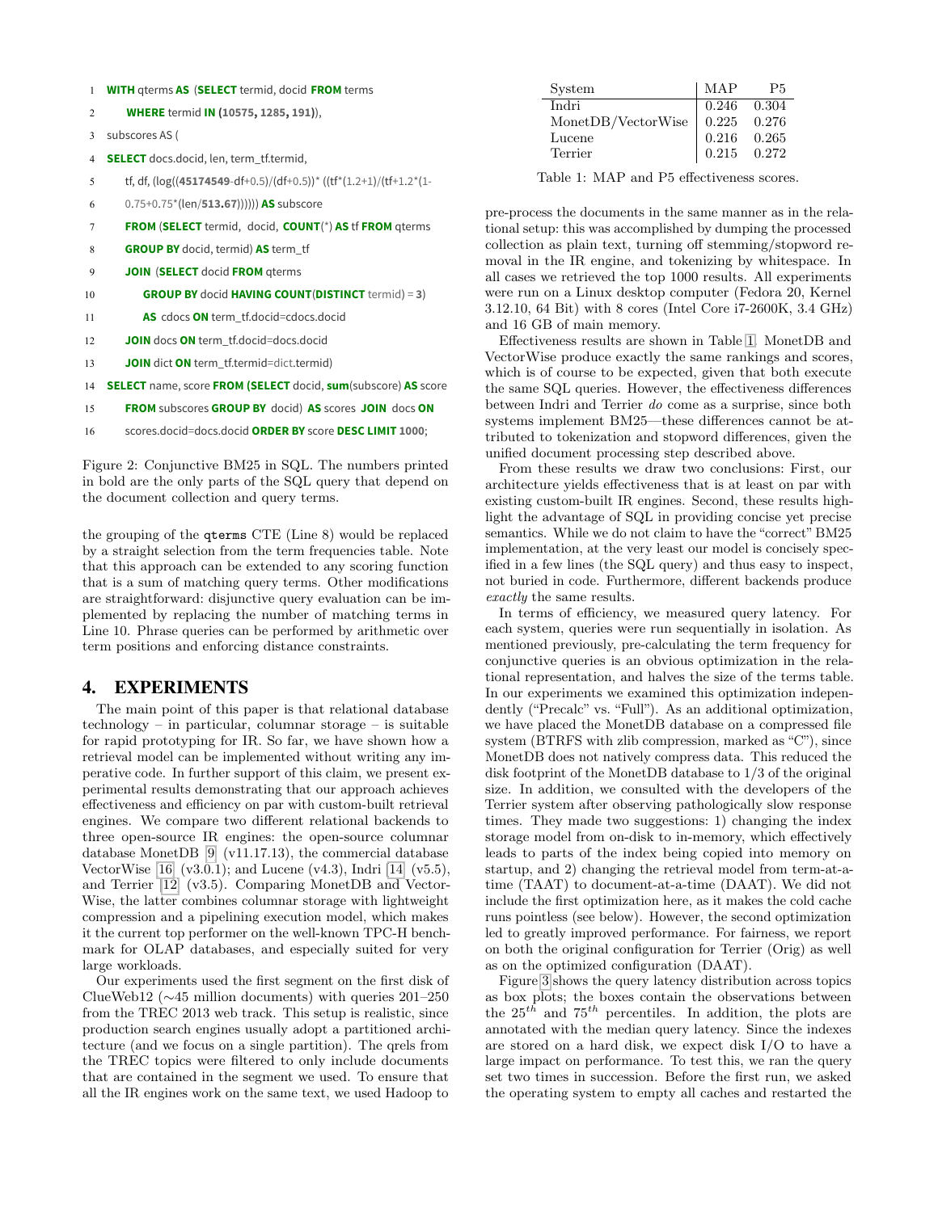```
1  WITH qterms AS (SELECT termid, docid FROM terms
2    WHERE termid IN (10575, 1285, 191)),
3  subscores AS (
4  SELECT docs.docid, len, term_tf.termid,
5    tf, df, (log((45174549-df+0.5)/(df+0.5))* ((tf*(1.2+1)/(tf+1.2*(1-
6    0.75+0.75*(len/513.67)))))) AS subscore
7    FROM (SELECT termid, docid, COUNT(*) AS tf FROM qterms
8    GROUP BY docid, termid) AS term_tf
9    JOIN (SELECT docid FROM qterms
10     GROUP BY docid HAVING COUNT(DISTINCT termid) = 3)
11     AS cdocs ON term_tf.docid=cdocs.docid
12   JOIN docs ON term_tf.docid=docs.docid
13   JOIN dict ON term_tf.termid=dict.termid)
14 SELECT name, score FROM (SELECT docid, sum(subscore) AS score
15   FROM subscores GROUP BY docid) AS scores JOIN docs ON
16   scores.docid=docs.docid ORDER BY score DESC LIMIT 1000;
```

Figure 2: Conjunctive BM25 in SQL. The numbers printed in bold are the only parts of the SQL query that depend on the document collection and query terms.

the grouping of the `qterms` CTE (Line 8) would be replaced by a straight selection from the term frequencies table. Note that this approach can be extended to any scoring function that is a sum of matching query terms. Other modifications are straightforward: disjunctive query evaluation can be implemented by replacing the number of matching terms in Line 10. Phrase queries can be performed by arithmetic over term positions and enforcing distance constraints.

## 4. EXPERIMENTS

The main point of this paper is that relational database technology – in particular, columnar storage – is suitable for rapid prototyping for IR. So far, we have shown how a retrieval model can be implemented without writing any imperative code. In further support of this claim, we present experimental results demonstrating that our approach achieves effectiveness and efficiency on par with custom-built retrieval engines. We compare two different relational backends to three open-source IR engines: the open-source columnar database MonetDB [9] (v11.17.13), the commercial database VectorWise [16] (v3.0.1); and Lucene (v4.3), Indri [14] (v5.5), and Terrier [12] (v3.5). Comparing MonetDB and VectorWise, the latter combines columnar storage with lightweight compression and a pipelining execution model, which makes it the current top performer on the well-known TPC-H benchmark for OLAP databases, and especially suited for very large workloads.

Our experiments used the first segment on the first disk of ClueWeb12 (∼45 million documents) with queries 201–250 from the TREC 2013 web track. This setup is realistic, since production search engines usually adopt a partitioned architecture (and we focus on a single partition). The qrels from the TREC topics were filtered to only include documents that are contained in the segment we used. To ensure that all the IR engines work on the same text, we used Hadoop to

| System | MAP | P5 |
|---|---|---|
| Indri | 0.246 | 0.304 |
| MonetDB/VectorWise | 0.225 | 0.276 |
| Lucene | 0.216 | 0.265 |
| Terrier | 0.215 | 0.272 |

Table 1: MAP and P5 effectiveness scores.

pre-process the documents in the same manner as in the relational setup: this was accomplished by dumping the processed collection as plain text, turning off stemming/stopword removal in the IR engine, and tokenizing by whitespace. In all cases we retrieved the top 1000 results. All experiments were run on a Linux desktop computer (Fedora 20, Kernel 3.12.10, 64 Bit) with 8 cores (Intel Core i7-2600K, 3.4 GHz) and 16 GB of main memory.

Effectiveness results are shown in Table 1. MonetDB and VectorWise produce exactly the same rankings and scores, which is of course to be expected, given that both execute the same SQL queries. However, the effectiveness differences between Indri and Terrier *do* come as a surprise, since both systems implement BM25—these differences cannot be attributed to tokenization and stopword differences, given the unified document processing step described above.

From these results we draw two conclusions: First, our architecture yields effectiveness that is at least on par with existing custom-built IR engines. Second, these results highlight the advantage of SQL in providing concise yet precise semantics. While we do not claim to have the "correct" BM25 implementation, at the very least our model is concisely specified in a few lines (the SQL query) and thus easy to inspect, not buried in code. Furthermore, different backends produce *exactly* the same results.

In terms of efficiency, we measured query latency. For each system, queries were run sequentially in isolation. As mentioned previously, pre-calculating the term frequency for conjunctive queries is an obvious optimization in the relational representation, and halves the size of the terms table. In our experiments we examined this optimization independently ("Precalc" vs. "Full"). As an additional optimization, we have placed the MonetDB database on a compressed file system (BTRFS with zlib compression, marked as "C"), since MonetDB does not natively compress data. This reduced the disk footprint of the MonetDB database to 1/3 of the original size. In addition, we consulted with the developers of the Terrier system after observing pathologically slow response times. They made two suggestions: 1) changing the index storage model from on-disk to in-memory, which effectively leads to parts of the index being copied into memory on startup, and 2) changing the retrieval model from term-at-a-time (TAAT) to document-at-a-time (DAAT). We did not include the first optimization here, as it makes the cold cache runs pointless (see below). However, the second optimization led to greatly improved performance. For fairness, we report on both the original configuration for Terrier (Orig) as well as on the optimized configuration (DAAT).

Figure 3 shows the query latency distribution across topics as box plots; the boxes contain the observations between the $25^{th}$ and $75^{th}$ percentiles. In addition, the plots are annotated with the median query latency. Since the indexes are stored on a hard disk, we expect disk I/O to have a large impact on performance. To test this, we ran the query set two times in succession. Before the first run, we asked the operating system to empty all caches and restarted the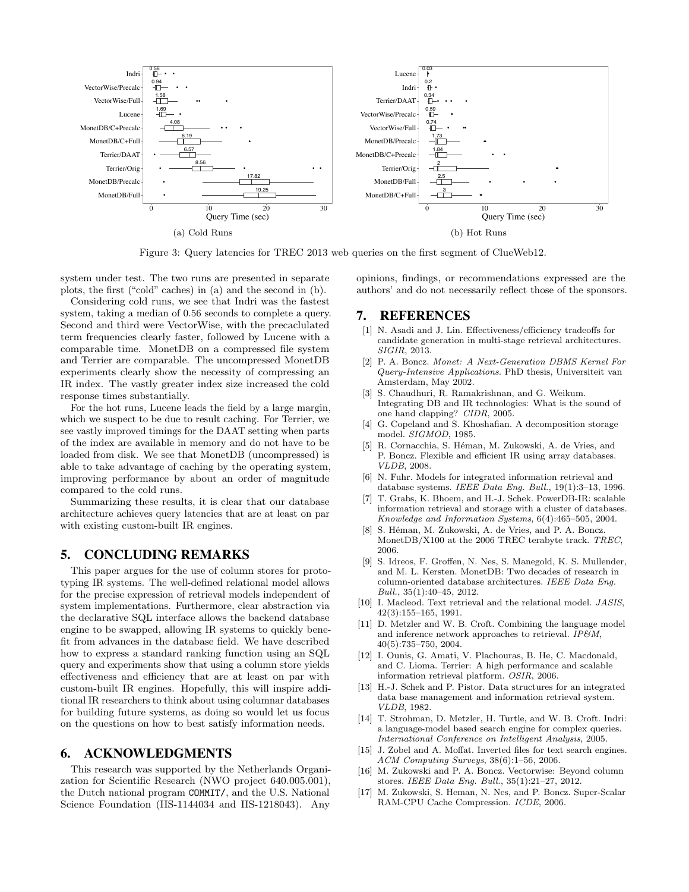Indri
VectorWise/Precalc
VectorWise/Full
Lucene
MonetDB/C+Precalc
MonetDB/C+Full
Terrier/DAAT
Terrier/Orig
MonetDB/Precalc
MonetDB/Full

0.56
0.94
1.58
1.69
4.08
6.19
6.57
8.56
17.82
19.25

0 10 20 30
Query Time (sec)

(a) Cold Runs

Lucene
Indri
Terrier/DAAT
VectorWise/Precalc
VectorWise/Full
MonetDB/Precalc
MonetDB/C+Precalc
Terrier/Orig
MonetDB/Full
MonetDB/C+Full

0.03
0.2
0.34
0.59
0.74
1.73
1.84
2
2.5
3

0 10 20 30
Query Time (sec)

(b) Hot Runs

Figure 3: Query latencies for TREC 2013 web queries on the first segment of ClueWeb12.

system under test. The two runs are presented in separate plots, the first ("cold" caches) in (a) and the second in (b).

Considering cold runs, we see that Indri was the fastest system, taking a median of 0.56 seconds to complete a query. Second and third were VectorWise, with the precaclulated term frequencies clearly faster, followed by Lucene with a comparable time. MonetDB on a compressed file system and Terrier are comparable. The uncompressed MonetDB experiments clearly show the necessity of compressing an IR index. The vastly greater index size increased the cold response times substantially.

For the hot runs, Lucene leads the field by a large margin, which we suspect to be due to result caching. For Terrier, we see vastly improved timings for the DAAT setting when parts of the index are available in memory and do not have to be loaded from disk. We see that MonetDB (uncompressed) is able to take advantage of caching by the operating system, improving performance by about an order of magnitude compared to the cold runs.

Summarizing these results, it is clear that our database architecture achieves query latencies that are at least on par with existing custom-built IR engines.

## 5. CONCLUDING REMARKS

This paper argues for the use of column stores for prototyping IR systems. The well-defined relational model allows for the precise expression of retrieval models independent of system implementations. Furthermore, clear abstraction via the declarative SQL interface allows the backend database engine to be swapped, allowing IR systems to quickly benefit from advances in the database field. We have described how to express a standard ranking function using an SQL query and experiments show that using a column store yields effectiveness and efficiency that are at least on par with custom-built IR engines. Hopefully, this will inspire additional IR researchers to think about using columnar databases for building future systems, as doing so would let us focus on the questions on how to best satisfy information needs.

## 6. ACKNOWLEDGMENTS

This research was supported by the Netherlands Organization for Scientific Research (NWO project 640.005.001), the Dutch national program COMMIT/, and the U.S. National Science Foundation (IIS-1144034 and IIS-1218043). Any opinions, findings, or recommendations expressed are the authors' and do not necessarily reflect those of the sponsors.

## 7. REFERENCES

[1] N. Asadi and J. Lin. Effectiveness/efficiency tradeoffs for candidate generation in multi-stage retrieval architectures. *SIGIR*, 2013.

[2] P. A. Boncz. *Monet: A Next-Generation DBMS Kernel For Query-Intensive Applications*. PhD thesis, Universiteit van Amsterdam, May 2002.

[3] S. Chaudhuri, R. Ramakrishnan, and G. Weikum. Integrating DB and IR technologies: What is the sound of one hand clapping? *CIDR*, 2005.

[4] G. Copeland and S. Khoshafian. A decomposition storage model. *SIGMOD*, 1985.

[5] R. Cornacchia, S. Héman, M. Zukowski, A. de Vries, and P. Boncz. Flexible and efficient IR using array databases. *VLDB*, 2008.

[6] N. Fuhr. Models for integrated information retrieval and database systems. *IEEE Data Eng. Bull.*, 19(1):3–13, 1996.

[7] T. Grabs, K. Bhoem, and H.-J. Schek. PowerDB-IR: scalable information retrieval and storage with a cluster of databases. *Knowledge and Information Systems*, 6(4):465–505, 2004.

[8] S. Héman, M. Zukowski, A. de Vries, and P. A. Boncz. MonetDB/X100 at the 2006 TREC terabyte track. *TREC*, 2006.

[9] S. Idreos, F. Groffen, N. Nes, S. Manegold, K. S. Mullender, and M. L. Kersten. MonetDB: Two decades of research in column-oriented database architectures. *IEEE Data Eng. Bull.*, 35(1):40–45, 2012.

[10] I. Macleod. Text retrieval and the relational model. *JASIS*, 42(3):155–165, 1991.

[11] D. Metzler and W. B. Croft. Combining the language model and inference network approaches to retrieval. *IP&M*, 40(5):735–750, 2004.

[12] I. Ounis, G. Amati, V. Plachouras, B. He, C. Macdonald, and C. Lioma. Terrier: A high performance and scalable information retrieval platform. *OSIR*, 2006.

[13] H.-J. Schek and P. Pistor. Data structures for an integrated data base management and information retrieval system. *VLDB*, 1982.

[14] T. Strohman, D. Metzler, H. Turtle, and W. B. Croft. Indri: a language-model based search engine for complex queries. *International Conference on Intelligent Analysis*, 2005.

[15] J. Zobel and A. Moffat. Inverted files for text search engines. *ACM Computing Surveys*, 38(6):1–56, 2006.

[16] M. Zukowski and P. A. Boncz. Vectorwise: Beyond column stores. *IEEE Data Eng. Bull.*, 35(1):21–27, 2012.

[17] M. Zukowski, S. Heman, N. Nes, and P. Boncz. Super-Scalar RAM-CPU Cache Compression. *ICDE*, 2006.